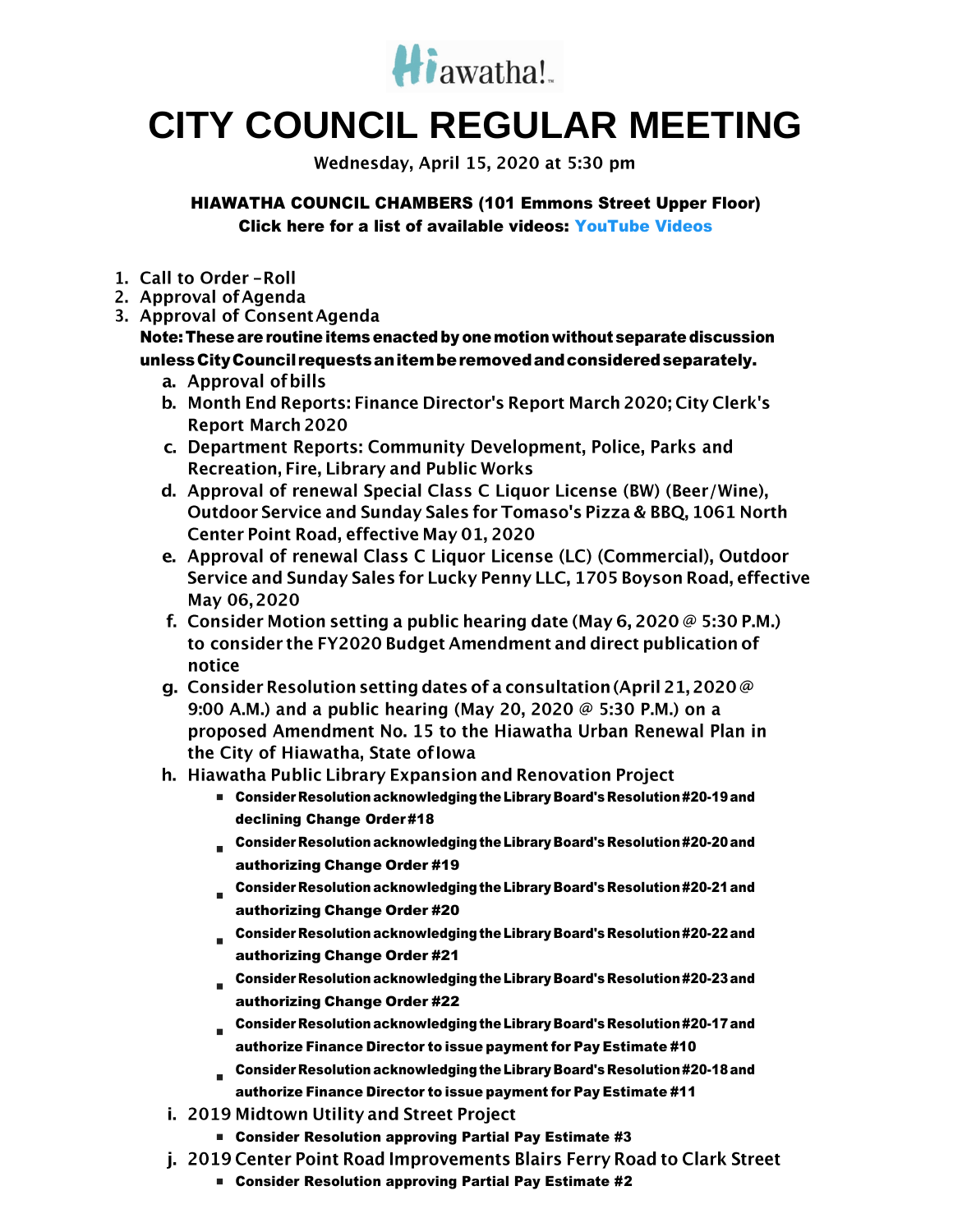Hiawatha!

# CITY COUNCIL REGULAR MEETING

Wednesday, April 15, 2020 at 5:30 pm

**HIAWATHA COUNCIL CHAMBERS (101 Emmons Street Upper Floor)**
**Click here for a list of available videos: YouTube Videos**

1. Call to Order – Roll
2. Approval of Agenda
3. Approval of Consent Agenda
   **Note: These are routine items enacted by one motion without separate discussion unless City Council requests an item be removed and considered separately.**
   a. Approval of bills
   b. Month End Reports: Finance Director's Report March 2020; City Clerk's Report March 2020
   c. Department Reports: Community Development, Police, Parks and Recreation, Fire, Library and Public Works
   d. Approval of renewal Special Class C Liquor License (BW) (Beer/Wine), Outdoor Service and Sunday Sales for Tomaso's Pizza & BBQ, 1061 North Center Point Road, effective May 01, 2020
   e. Approval of renewal Class C Liquor License (LC) (Commercial), Outdoor Service and Sunday Sales for Lucky Penny LLC, 1705 Boyson Road, effective May 06, 2020
   f. Consider Motion setting a public hearing date (May 6, 2020 @ 5:30 P.M.) to consider the FY2020 Budget Amendment and direct publication of notice
   g. Consider Resolution setting dates of a consultation (April 21, 2020 @ 9:00 A.M.) and a public hearing (May 20, 2020 @ 5:30 P.M.) on a proposed Amendment No. 15 to the Hiawatha Urban Renewal Plan in the City of Hiawatha, State of Iowa
   h. Hiawatha Public Library Expansion and Renovation Project
      - **Consider Resolution acknowledging the Library Board's Resolution #20-19 and declining Change Order #18**
      - **Consider Resolution acknowledging the Library Board's Resolution #20-20 and authorizing Change Order #19**
      - **Consider Resolution acknowledging the Library Board's Resolution #20-21 and authorizing Change Order #20**
      - **Consider Resolution acknowledging the Library Board's Resolution #20-22 and authorizing Change Order #21**
      - **Consider Resolution acknowledging the Library Board's Resolution #20-23 and authorizing Change Order #22**
      - **Consider Resolution acknowledging the Library Board's Resolution #20-17 and authorize Finance Director to issue payment for Pay Estimate #10**
      - **Consider Resolution acknowledging the Library Board's Resolution #20-18 and authorize Finance Director to issue payment for Pay Estimate #11**
   i. 2019 Midtown Utility and Street Project
      - **Consider Resolution approving Partial Pay Estimate #3**
   j. 2019 Center Point Road Improvements Blairs Ferry Road to Clark Street
      - **Consider Resolution approving Partial Pay Estimate #2**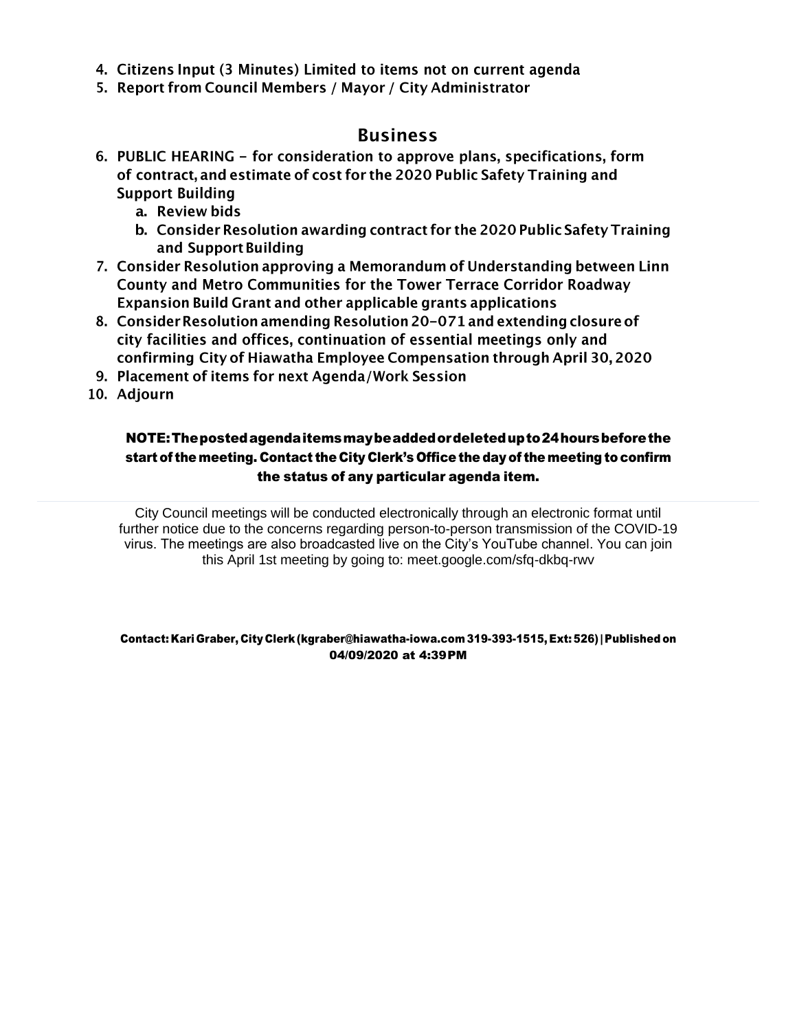4. **Citizens Input (3 Minutes) Limited to items not on current agenda**
5. **Report from Council Members / Mayor / City Administrator**

## Business

6. **PUBLIC HEARING - for consideration to approve plans, specifications, form of contract, and estimate of cost for the 2020 Public Safety Training and Support Building**
   a. **Review bids**
   b. **Consider Resolution awarding contract for the 2020 Public Safety Training and Support Building**
7. **Consider Resolution approving a Memorandum of Understanding between Linn County and Metro Communities for the Tower Terrace Corridor Roadway Expansion Build Grant and other applicable grants applications**
8. **Consider Resolution amending Resolution 20-071 and extending closure of city facilities and offices, continuation of essential meetings only and confirming City of Hiawatha Employee Compensation through April 30, 2020**
9. **Placement of items for next Agenda/Work Session**
10. **Adjourn**

**NOTE: The posted agenda items may be added or deleted up to 24 hours before the start of the meeting. Contact the City Clerk's Office the day of the meeting to confirm the status of any particular agenda item.**

---

City Council meetings will be conducted electronically through an electronic format until further notice due to the concerns regarding person-to-person transmission of the COVID-19 virus. The meetings are also broadcasted live on the City's YouTube channel. You can join this April 1st meeting by going to: meet.google.com/sfq-dkbq-rwv

**Contact: Kari Graber, City Clerk (kgraber@hiawatha-iowa.com 319-393-1515, Ext: 526) | Published on 04/09/2020 at 4:39PM**